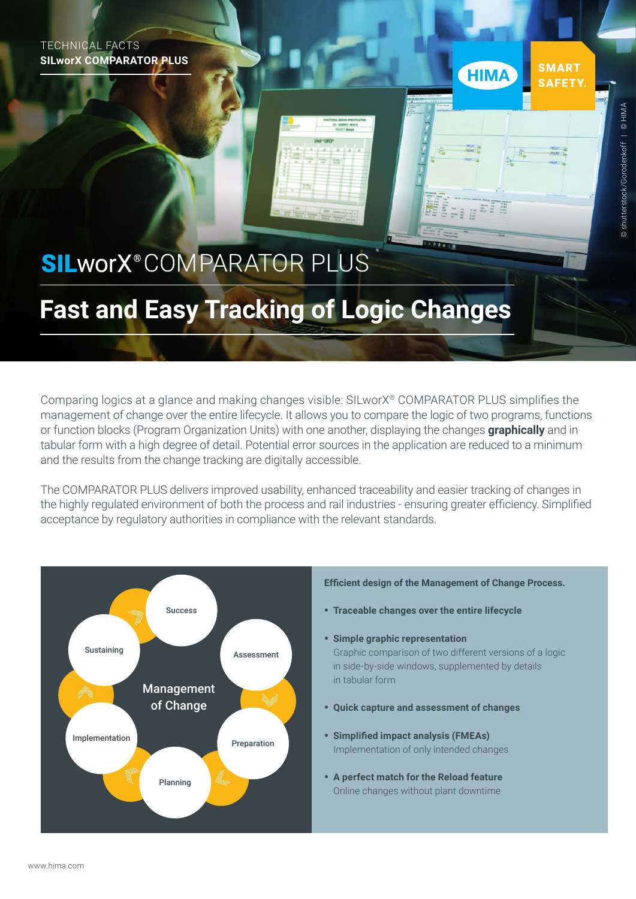TECHNICAL FACTS
**SILworX COMPARATOR PLUS**

HIMA SMART SAFETY.

# SILworX® COMPARATOR PLUS

## Fast and Easy Tracking of Logic Changes

Comparing logics at a glance and making changes visible: SILworX® COMPARATOR PLUS simplifies the management of change over the entire lifecycle. It allows you to compare the logic of two programs, functions or function blocks (Program Organization Units) with one another, displaying the changes **graphically** and in tabular form with a high degree of detail. Potential error sources in the application are reduced to a minimum and the results from the change tracking are digitally accessible.

The COMPARATOR PLUS delivers improved usability, enhanced traceability and easier tracking of changes in the highly regulated environment of both the process and rail industries - ensuring greater efficiency. Simplified acceptance by regulatory authorities in compliance with the relevant standards.

Management of Change: Success, Assessment, Preparation, Planning, Implementation, Sustaining

**Efficient design of the Management of Change Process.**

- **Traceable changes over the entire lifecycle**
- **Simple graphic representation**
  Graphic comparison of two different versions of a logic in side-by-side windows, supplemented by details in tabular form
- **Quick capture and assessment of changes**
- **Simplified impact analysis (FMEAs)**
  Implementation of only intended changes
- **A perfect match for the Reload feature**
  Online changes without plant downtime

www.hima.com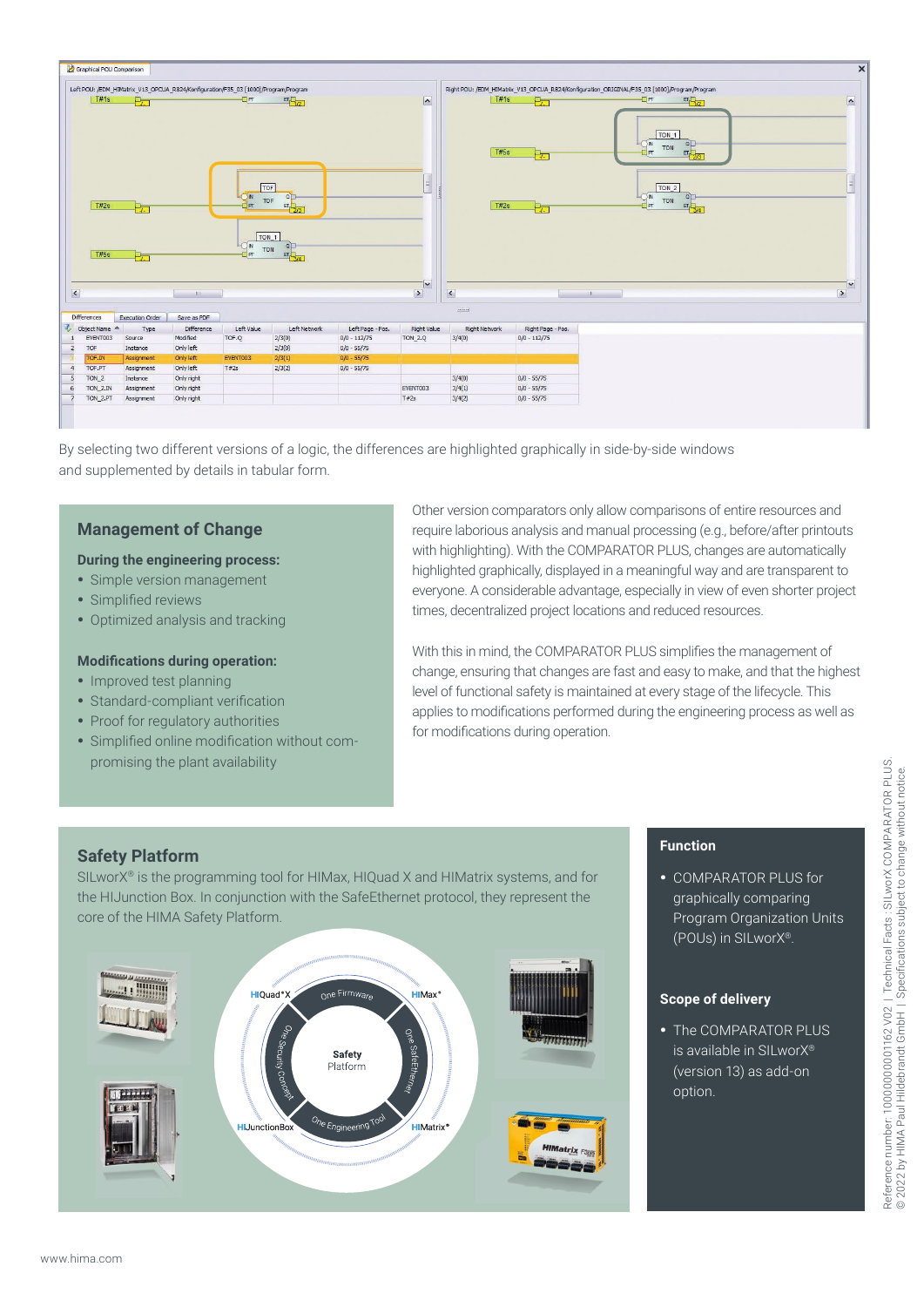By selecting two different versions of a logic, the differences are highlighted graphically in side-by-side windows and supplemented by details in tabular form.

## Management of Change

**During the engineering process:**

- Simple version management
- Simplified reviews
- Optimized analysis and tracking

**Modifications during operation:**

- Improved test planning
- Standard-compliant verification
- Proof for regulatory authorities
- Simplified online modification without compromising the plant availability

Other version comparators only allow comparisons of entire resources and require laborious analysis and manual processing (e.g., before/after printouts with highlighting). With the COMPARATOR PLUS, changes are automatically highlighted graphically, displayed in a meaningful way and are transparent to everyone. A considerable advantage, especially in view of even shorter project times, decentralized project locations and reduced resources.

With this in mind, the COMPARATOR PLUS simplifies the management of change, ensuring that changes are fast and easy to make, and that the highest level of functional safety is maintained at every stage of the lifecycle. This applies to modifications performed during the engineering process as well as for modifications during operation.

## Safety Platform

SILworX® is the programming tool for HIMax, HIQuad X and HIMatrix systems, and for the HIJunction Box. In conjunction with the SafeEthernet protocol, they represent the core of the HIMA Safety Platform.

### Function

- COMPARATOR PLUS for graphically comparing Program Organization Units (POUs) in SILworX®.

### Scope of delivery

- The COMPARATOR PLUS is available in SILworX® (version 13) as add-on option.

Reference number: 10000000001162 V02 | Technical Facts · SILworX COMPARATOR PLUS.
© 2022 by HIMA Paul Hildebrandt GmbH | Specifications subject to change without notice.

www.hima.com